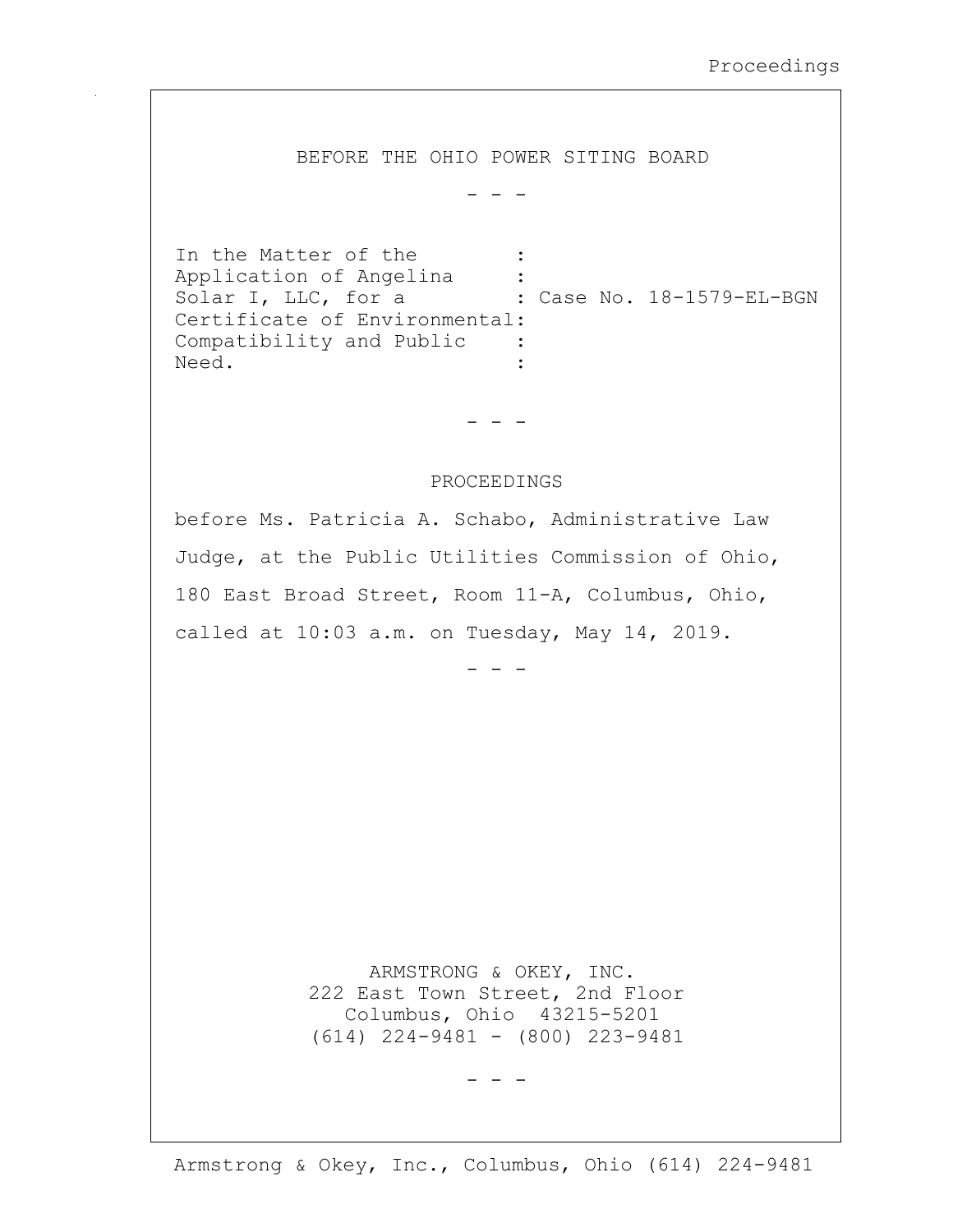BEFORE THE OHIO POWER SITING BOARD

\- - -

In the Matter of the Application of Angelina Solar I, LLC, for a Certificate of Environmental Compatibility and Public Need. : Case No. 18-1579-EL-BGN

\- - -

PROCEEDINGS

before Ms. Patricia A. Schabo, Administrative Law Judge, at the Public Utilities Commission of Ohio, 180 East Broad Street, Room 11-A, Columbus, Ohio, called at 10:03 a.m. on Tuesday, May 14, 2019.

\- - -

ARMSTRONG & OKEY, INC.
222 East Town Street, 2nd Floor
Columbus, Ohio 43215-5201
(614) 224-9481 - (800) 223-9481

\- - -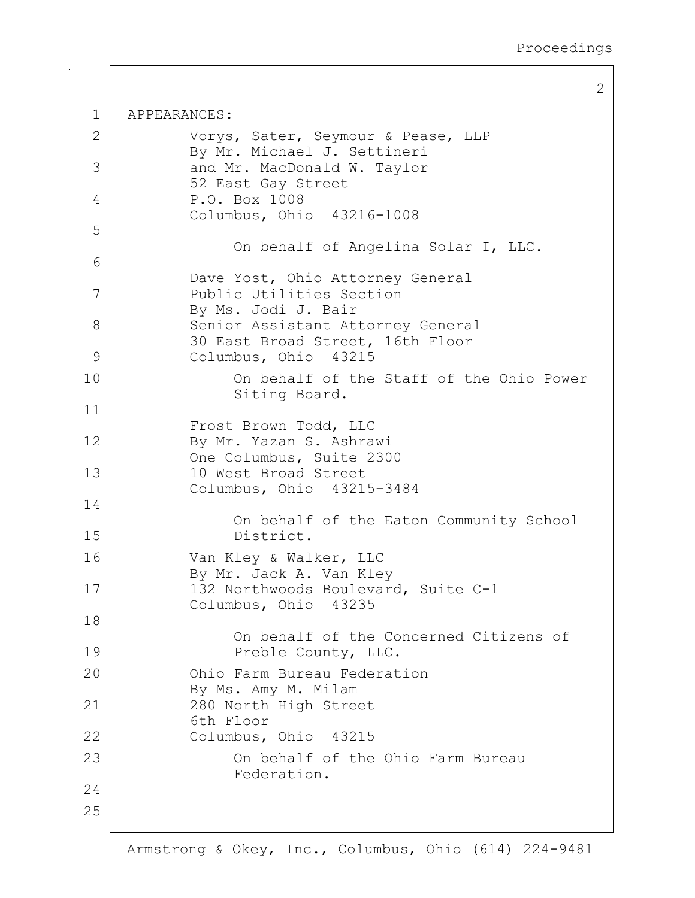APPEARANCES:

Vorys, Sater, Seymour & Pease, LLP
By Mr. Michael J. Settineri
and Mr. MacDonald W. Taylor
52 East Gay Street
P.O. Box 1008
Columbus, Ohio 43216-1008

On behalf of Angelina Solar I, LLC.

Dave Yost, Ohio Attorney General
Public Utilities Section
By Ms. Jodi J. Bair
Senior Assistant Attorney General
30 East Broad Street, 16th Floor
Columbus, Ohio 43215

On behalf of the Staff of the Ohio Power Siting Board.

Frost Brown Todd, LLC
By Mr. Yazan S. Ashrawi
One Columbus, Suite 2300
10 West Broad Street
Columbus, Ohio 43215-3484

On behalf of the Eaton Community School District.

Van Kley & Walker, LLC
By Mr. Jack A. Van Kley
132 Northwoods Boulevard, Suite C-1
Columbus, Ohio 43235

On behalf of the Concerned Citizens of Preble County, LLC.

Ohio Farm Bureau Federation
By Ms. Amy M. Milam
280 North High Street
6th Floor
Columbus, Ohio 43215

On behalf of the Ohio Farm Bureau Federation.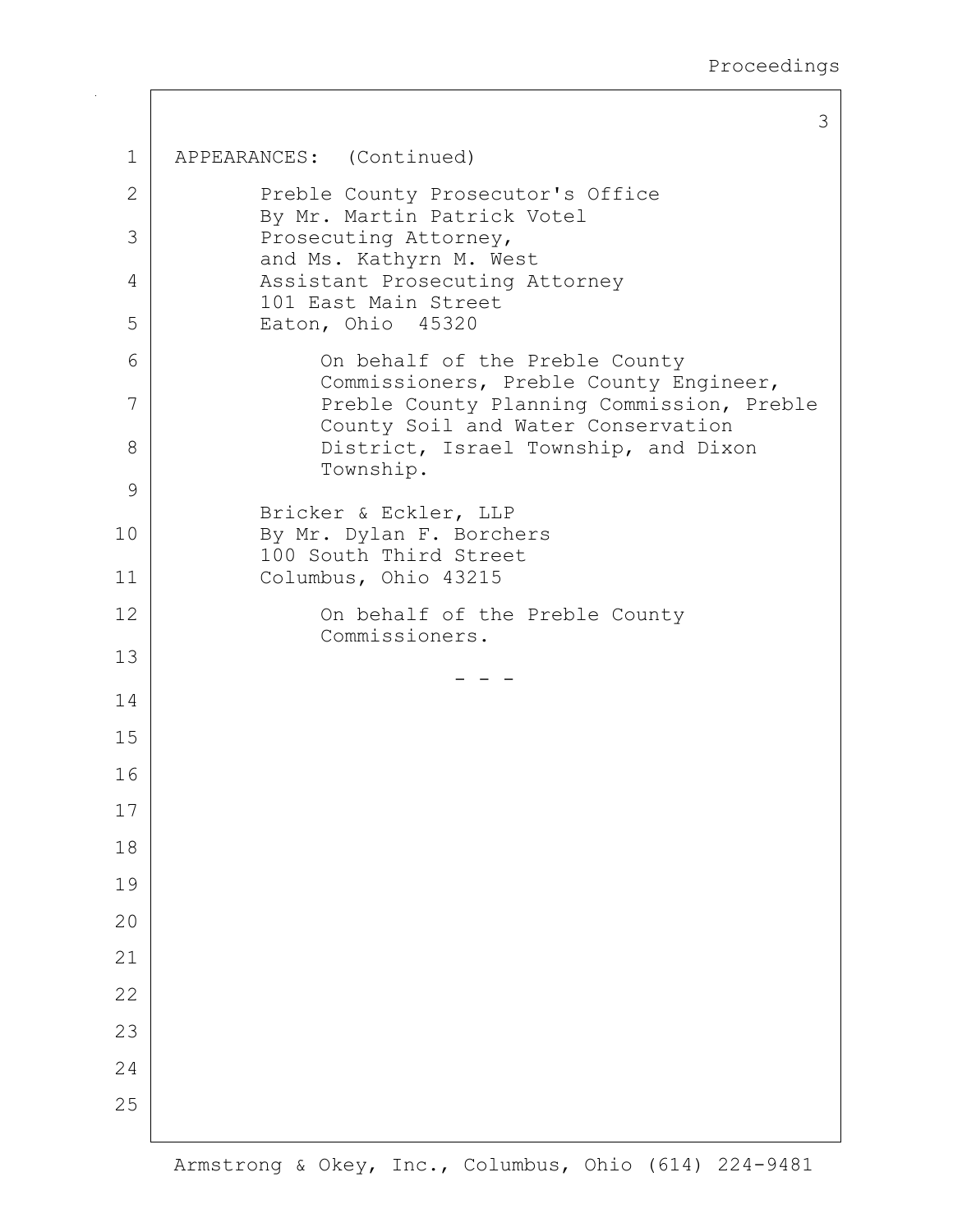APPEARANCES: (Continued)

Preble County Prosecutor's Office
By Mr. Martin Patrick Votel
Prosecuting Attorney,
and Ms. Kathyrn M. West
Assistant Prosecuting Attorney
101 East Main Street
Eaton, Ohio 45320

On behalf of the Preble County Commissioners, Preble County Engineer, Preble County Planning Commission, Preble County Soil and Water Conservation District, Israel Township, and Dixon Township.

Bricker & Eckler, LLP
By Mr. Dylan F. Borchers
100 South Third Street
Columbus, Ohio 43215

On behalf of the Preble County Commissioners.

\- - -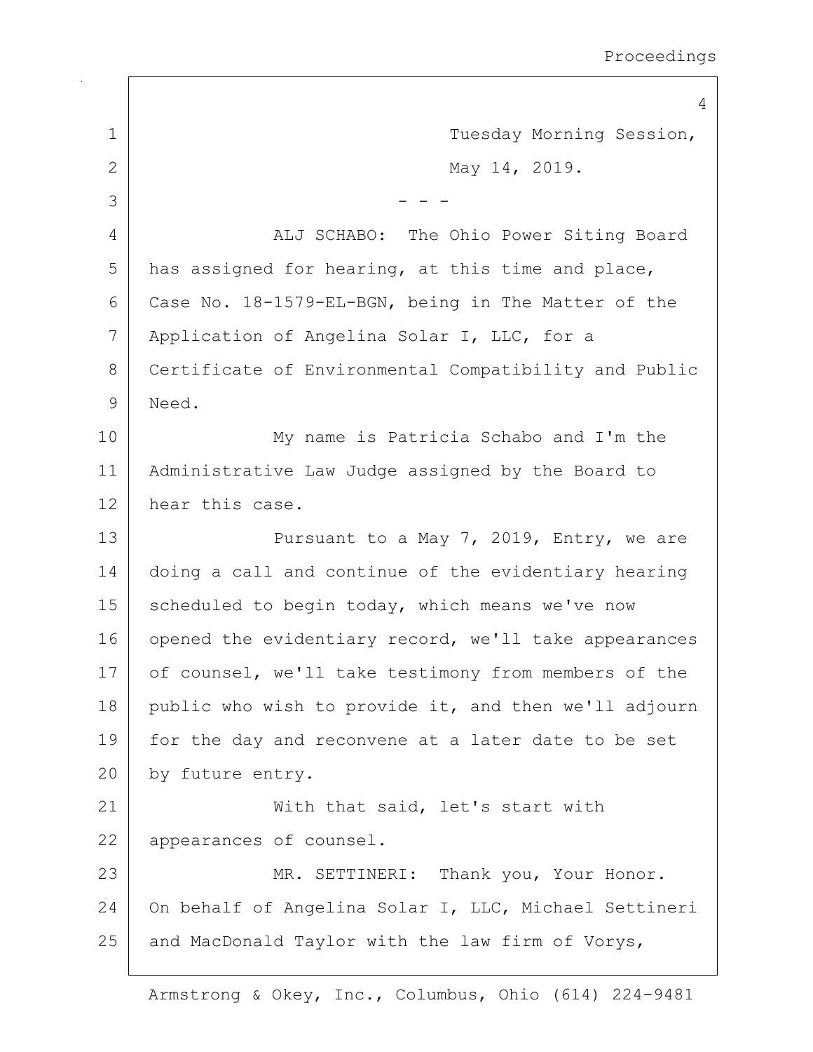Tuesday Morning Session,
May 14, 2019.

- - -

ALJ SCHABO: The Ohio Power Siting Board has assigned for hearing, at this time and place, Case No. 18-1579-EL-BGN, being in The Matter of the Application of Angelina Solar I, LLC, for a Certificate of Environmental Compatibility and Public Need.

My name is Patricia Schabo and I'm the Administrative Law Judge assigned by the Board to hear this case.

Pursuant to a May 7, 2019, Entry, we are doing a call and continue of the evidentiary hearing scheduled to begin today, which means we've now opened the evidentiary record, we'll take appearances of counsel, we'll take testimony from members of the public who wish to provide it, and then we'll adjourn for the day and reconvene at a later date to be set by future entry.

With that said, let's start with appearances of counsel.

MR. SETTINERI: Thank you, Your Honor. On behalf of Angelina Solar I, LLC, Michael Settineri and MacDonald Taylor with the law firm of Vorys,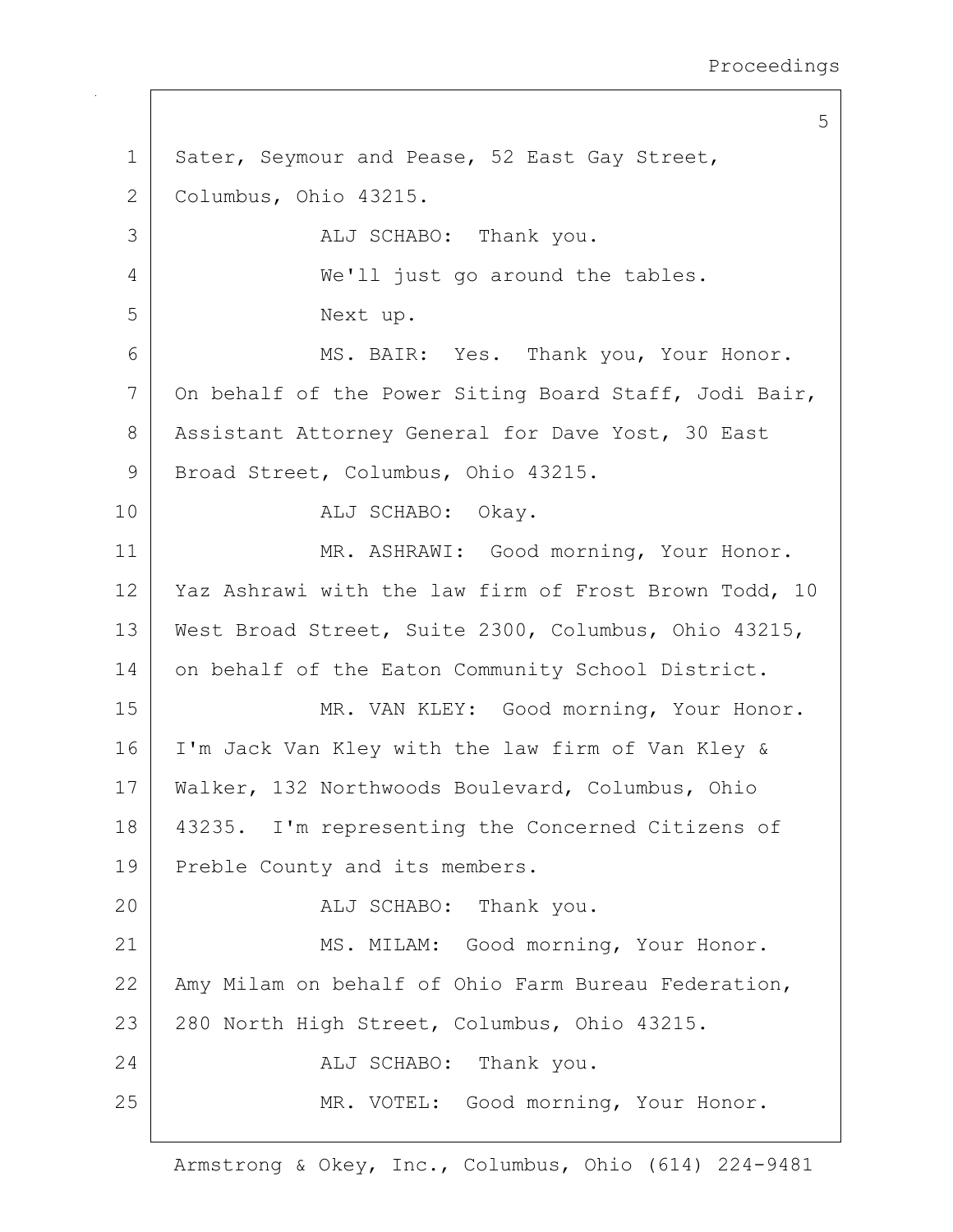Sater, Seymour and Pease, 52 East Gay Street, Columbus, Ohio 43215.

ALJ SCHABO: Thank you.

We'll just go around the tables.

Next up.

MS. BAIR: Yes. Thank you, Your Honor. On behalf of the Power Siting Board Staff, Jodi Bair, Assistant Attorney General for Dave Yost, 30 East Broad Street, Columbus, Ohio 43215.

ALJ SCHABO: Okay.

MR. ASHRAWI: Good morning, Your Honor. Yaz Ashrawi with the law firm of Frost Brown Todd, 10 West Broad Street, Suite 2300, Columbus, Ohio 43215, on behalf of the Eaton Community School District.

MR. VAN KLEY: Good morning, Your Honor. I'm Jack Van Kley with the law firm of Van Kley & Walker, 132 Northwoods Boulevard, Columbus, Ohio 43235. I'm representing the Concerned Citizens of Preble County and its members.

ALJ SCHABO: Thank you.

MS. MILAM: Good morning, Your Honor. Amy Milam on behalf of Ohio Farm Bureau Federation, 280 North High Street, Columbus, Ohio 43215.

ALJ SCHABO: Thank you.

MR. VOTEL: Good morning, Your Honor.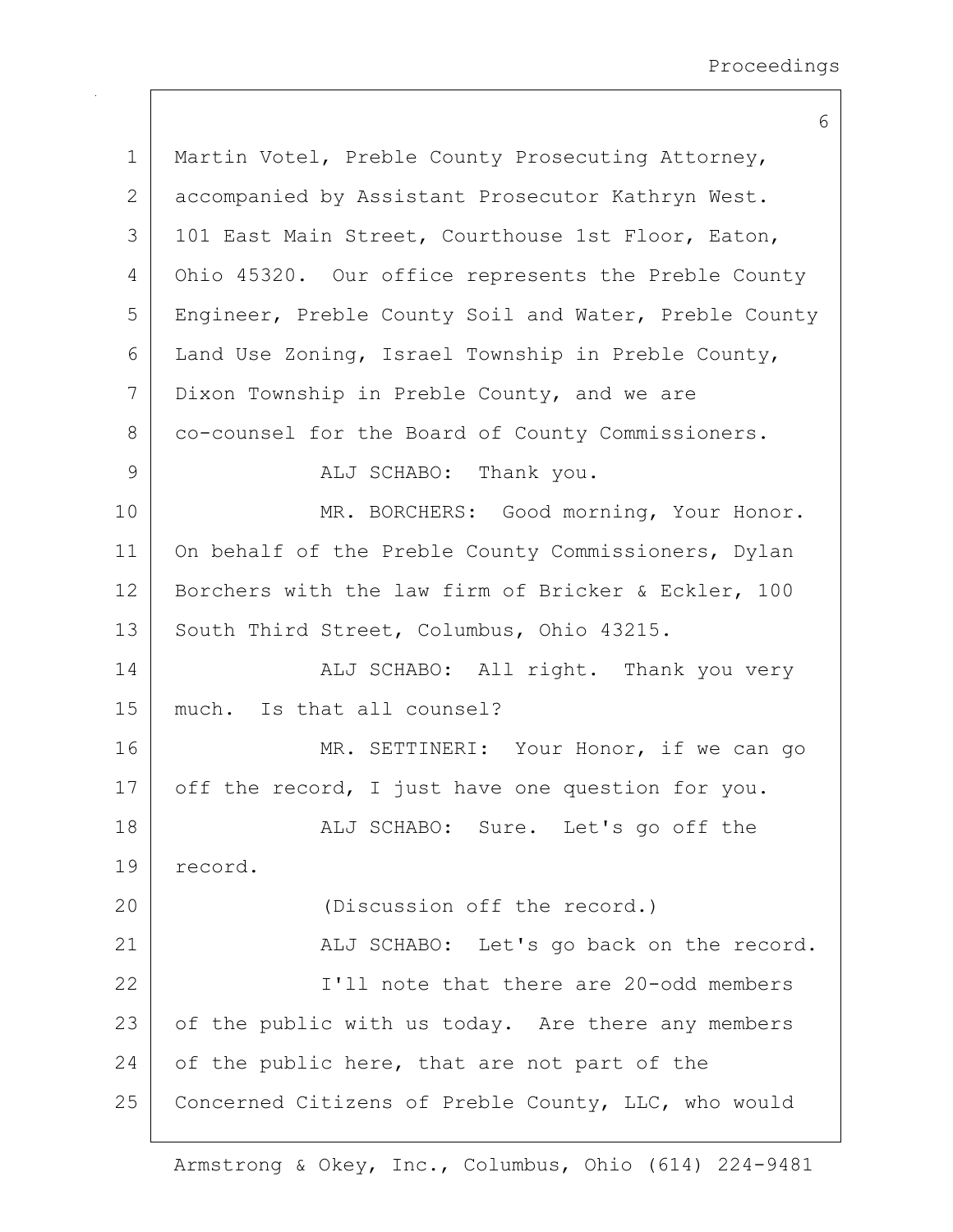Martin Votel, Preble County Prosecuting Attorney, accompanied by Assistant Prosecutor Kathryn West. 101 East Main Street, Courthouse 1st Floor, Eaton, Ohio 45320. Our office represents the Preble County Engineer, Preble County Soil and Water, Preble County Land Use Zoning, Israel Township in Preble County, Dixon Township in Preble County, and we are co-counsel for the Board of County Commissioners.

ALJ SCHABO: Thank you.

MR. BORCHERS: Good morning, Your Honor. On behalf of the Preble County Commissioners, Dylan Borchers with the law firm of Bricker & Eckler, 100 South Third Street, Columbus, Ohio 43215.

ALJ SCHABO: All right. Thank you very much. Is that all counsel?

MR. SETTINERI: Your Honor, if we can go off the record, I just have one question for you.

ALJ SCHABO: Sure. Let's go off the record.

(Discussion off the record.)

ALJ SCHABO: Let's go back on the record.

I'll note that there are 20-odd members of the public with us today. Are there any members of the public here, that are not part of the Concerned Citizens of Preble County, LLC, who would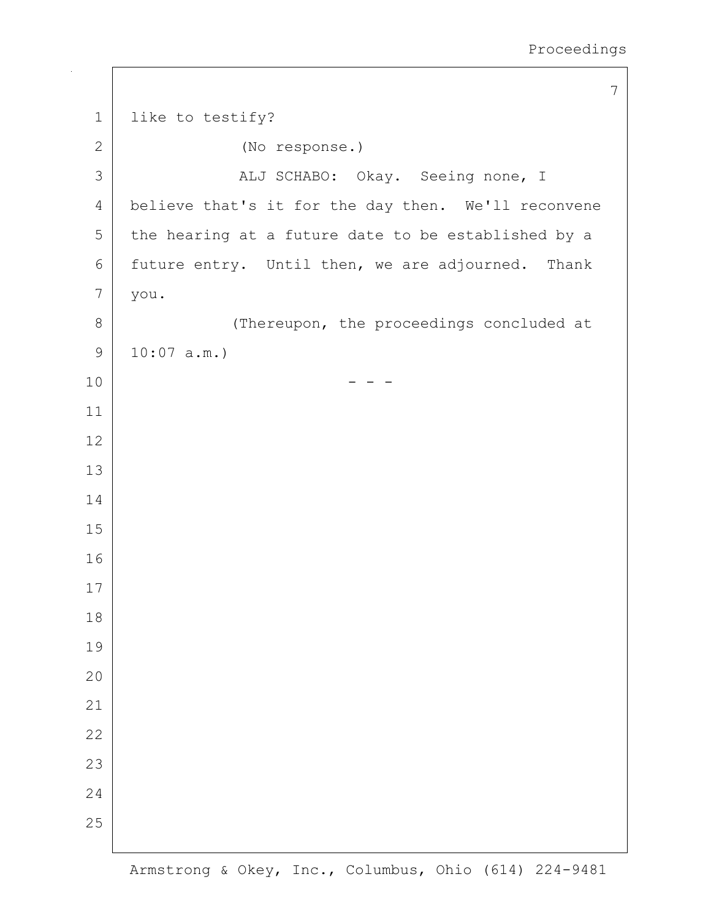like to testify?

(No response.)

ALJ SCHABO: Okay. Seeing none, I believe that's it for the day then. We'll reconvene the hearing at a future date to be established by a future entry. Until then, we are adjourned. Thank you.

(Thereupon, the proceedings concluded at 10:07 a.m.)

\- - -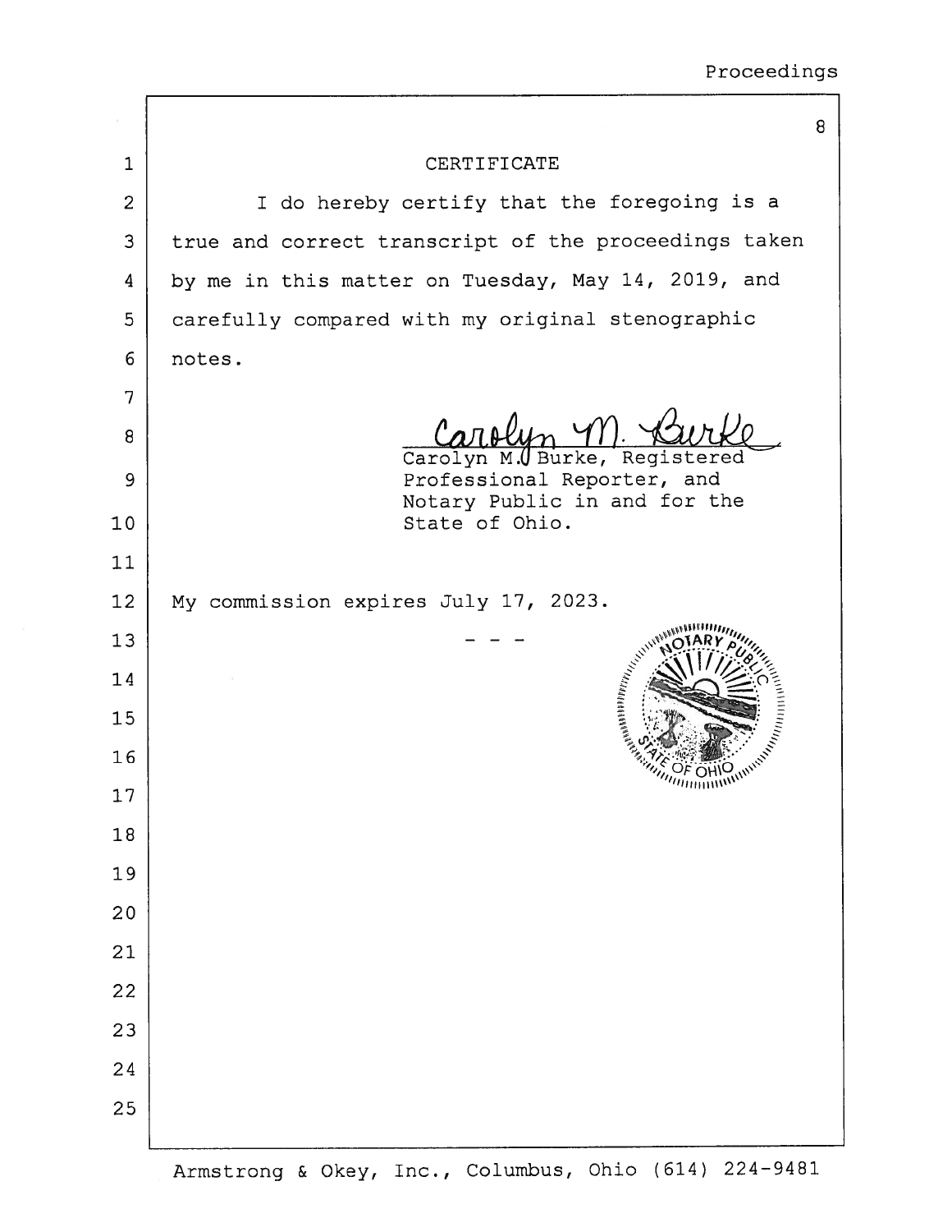# CERTIFICATE

I do hereby certify that the foregoing is a true and correct transcript of the proceedings taken by me in this matter on Tuesday, May 14, 2019, and carefully compared with my original stenographic notes.

Carolyn M. Burke

Carolyn M. Burke, Registered Professional Reporter, and Notary Public in and for the State of Ohio.

My commission expires July 17, 2023.

\- - -

NOTARY PUBLIC STATE OF OHIO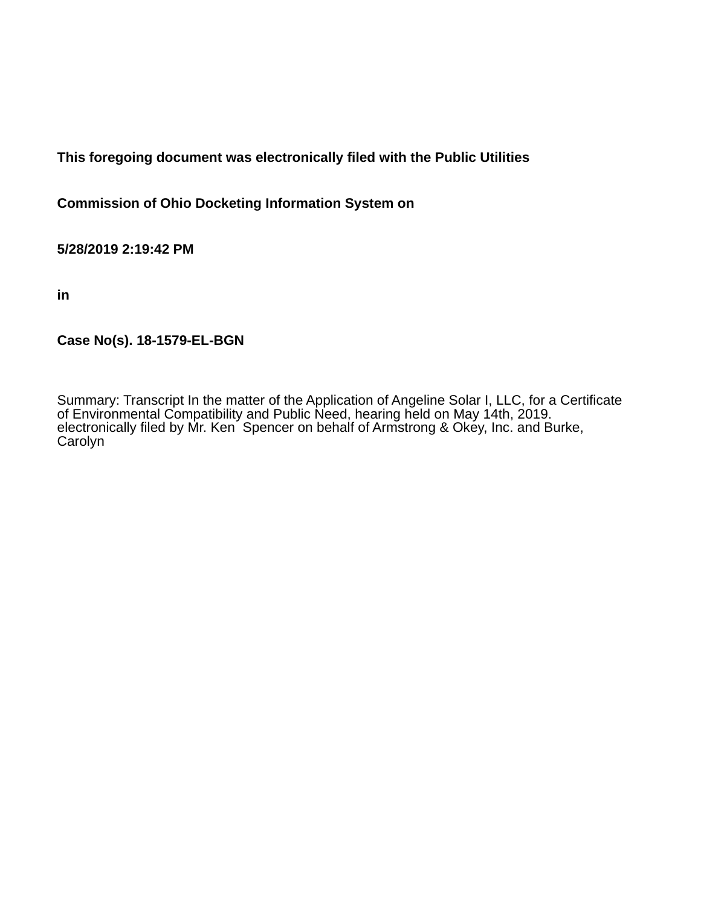**This foregoing document was electronically filed with the Public Utilities**

**Commission of Ohio Docketing Information System on**

**5/28/2019 2:19:42 PM**

**in**

**Case No(s). 18-1579-EL-BGN**

Summary: Transcript In the matter of the Application of Angeline Solar I, LLC, for a Certificate of Environmental Compatibility and Public Need, hearing held on May 14th, 2019. electronically filed by Mr. Ken Spencer on behalf of Armstrong & Okey, Inc. and Burke, Carolyn